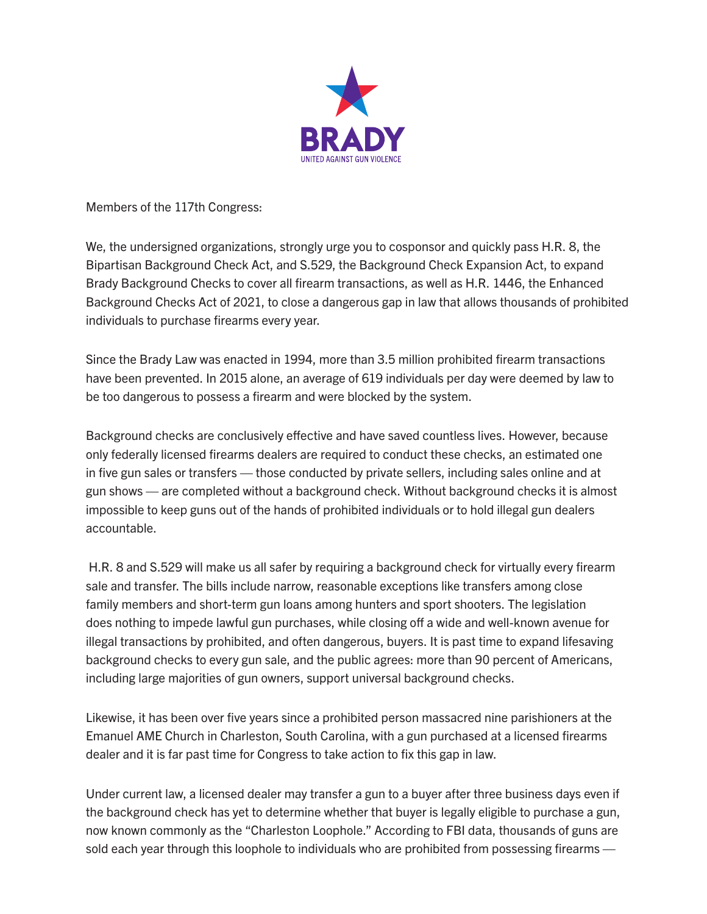**BRADY**

UNITED AGAINST GUN VIOLENCE

Members of the 117th Congress:

We, the undersigned organizations, strongly urge you to cosponsor and quickly pass H.R. 8, the Bipartisan Background Check Act, and S.529, the Background Check Expansion Act, to expand Brady Background Checks to cover all firearm transactions, as well as H.R. 1446, the Enhanced Background Checks Act of 2021, to close a dangerous gap in law that allows thousands of prohibited individuals to purchase firearms every year.

Since the Brady Law was enacted in 1994, more than 3.5 million prohibited firearm transactions have been prevented. In 2015 alone, an average of 619 individuals per day were deemed by law to be too dangerous to possess a firearm and were blocked by the system.

Background checks are conclusively effective and have saved countless lives. However, because only federally licensed firearms dealers are required to conduct these checks, an estimated one in five gun sales or transfers — those conducted by private sellers, including sales online and at gun shows — are completed without a background check. Without background checks it is almost impossible to keep guns out of the hands of prohibited individuals or to hold illegal gun dealers accountable.

H.R. 8 and S.529 will make us all safer by requiring a background check for virtually every firearm sale and transfer. The bills include narrow, reasonable exceptions like transfers among close family members and short-term gun loans among hunters and sport shooters. The legislation does nothing to impede lawful gun purchases, while closing off a wide and well-known avenue for illegal transactions by prohibited, and often dangerous, buyers. It is past time to expand lifesaving background checks to every gun sale, and the public agrees: more than 90 percent of Americans, including large majorities of gun owners, support universal background checks.

Likewise, it has been over five years since a prohibited person massacred nine parishioners at the Emanuel AME Church in Charleston, South Carolina, with a gun purchased at a licensed firearms dealer and it is far past time for Congress to take action to fix this gap in law.

Under current law, a licensed dealer may transfer a gun to a buyer after three business days even if the background check has yet to determine whether that buyer is legally eligible to purchase a gun, now known commonly as the "Charleston Loophole." According to FBI data, thousands of guns are sold each year through this loophole to individuals who are prohibited from possessing firearms —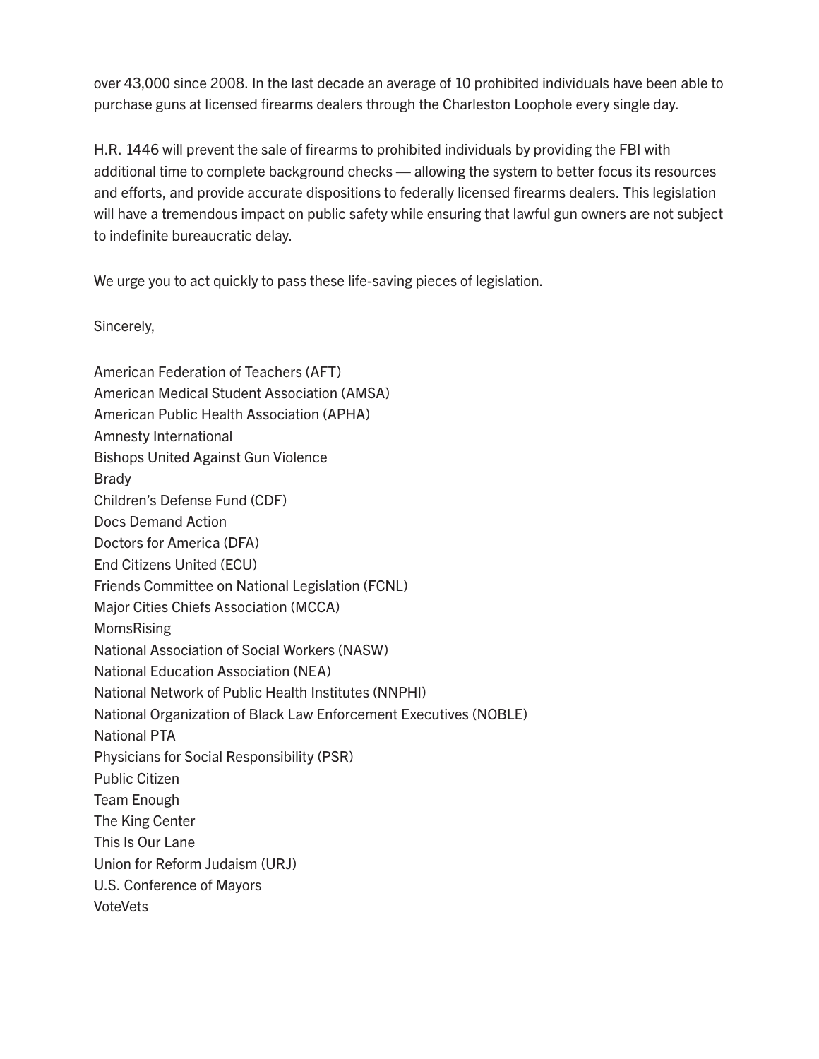over 43,000 since 2008. In the last decade an average of 10 prohibited individuals have been able to purchase guns at licensed firearms dealers through the Charleston Loophole every single day.

H.R. 1446 will prevent the sale of firearms to prohibited individuals by providing the FBI with additional time to complete background checks — allowing the system to better focus its resources and efforts, and provide accurate dispositions to federally licensed firearms dealers. This legislation will have a tremendous impact on public safety while ensuring that lawful gun owners are not subject to indefinite bureaucratic delay.

We urge you to act quickly to pass these life-saving pieces of legislation.

Sincerely,

American Federation of Teachers (AFT)
American Medical Student Association (AMSA)
American Public Health Association (APHA)
Amnesty International
Bishops United Against Gun Violence
Brady
Children's Defense Fund (CDF)
Docs Demand Action
Doctors for America (DFA)
End Citizens United (ECU)
Friends Committee on National Legislation (FCNL)
Major Cities Chiefs Association (MCCA)
MomsRising
National Association of Social Workers (NASW)
National Education Association (NEA)
National Network of Public Health Institutes (NNPHI)
National Organization of Black Law Enforcement Executives (NOBLE)
National PTA
Physicians for Social Responsibility (PSR)
Public Citizen
Team Enough
The King Center
This Is Our Lane
Union for Reform Judaism (URJ)
U.S. Conference of Mayors
VoteVets